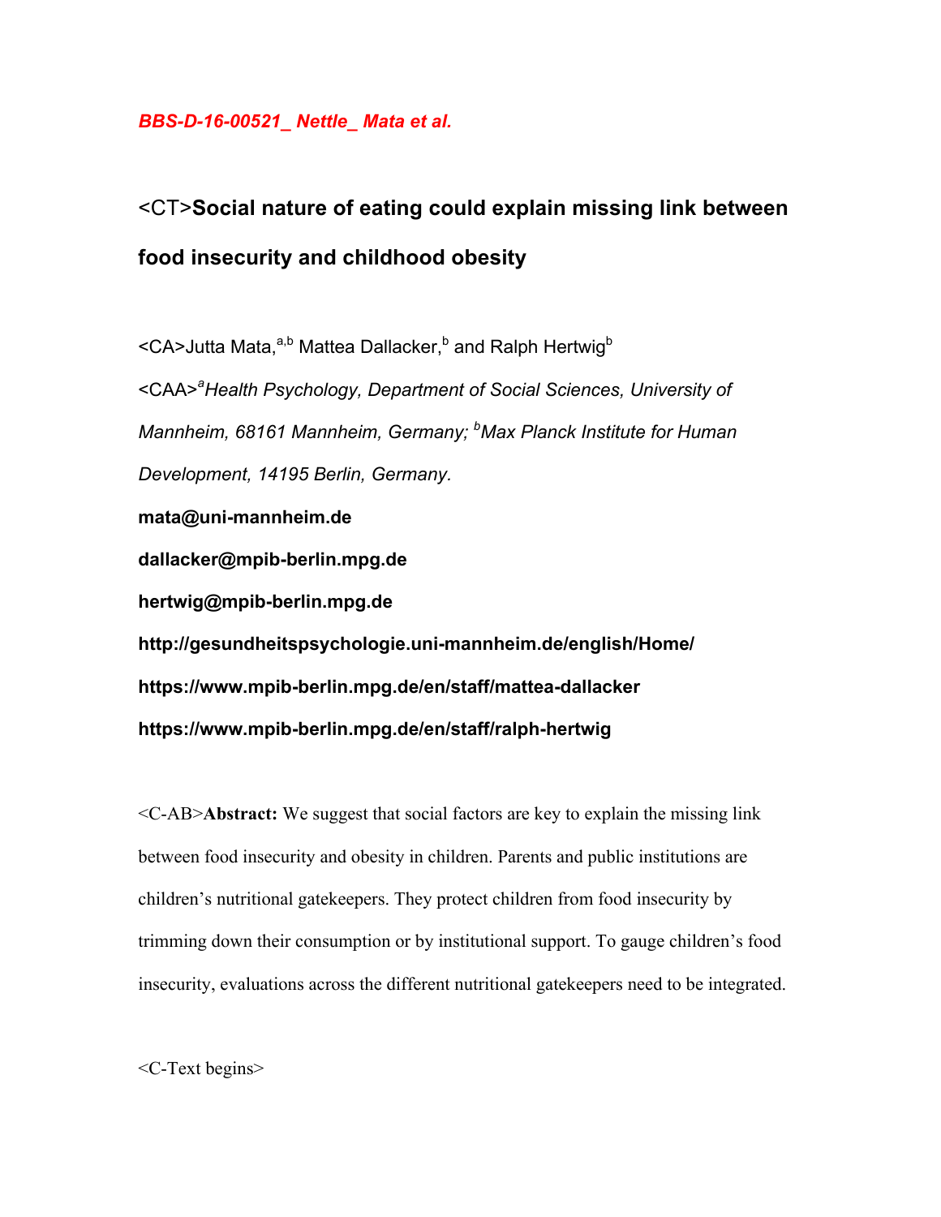*BBS-D-16-00521_ Nettle_ Mata et al.*

# <CT>Social nature of eating could explain missing link between food insecurity and childhood obesity

<CA>Jutta Mata,[a,b] Mattea Dallacker,[b] and Ralph Hertwig[b]

<CAA>[a]*Health Psychology, Department of Social Sciences, University of Mannheim, 68161 Mannheim, Germany;* [b]*Max Planck Institute for Human Development, 14195 Berlin, Germany.*

**mata@uni-mannheim.de**

**dallacker@mpib-berlin.mpg.de**

**hertwig@mpib-berlin.mpg.de**

**http://gesundheitspsychologie.uni-mannheim.de/english/Home/**

**https://www.mpib-berlin.mpg.de/en/staff/mattea-dallacker**

**https://www.mpib-berlin.mpg.de/en/staff/ralph-hertwig**

<C-AB>**Abstract:** We suggest that social factors are key to explain the missing link between food insecurity and obesity in children. Parents and public institutions are children's nutritional gatekeepers. They protect children from food insecurity by trimming down their consumption or by institutional support. To gauge children's food insecurity, evaluations across the different nutritional gatekeepers need to be integrated.

<C-Text begins>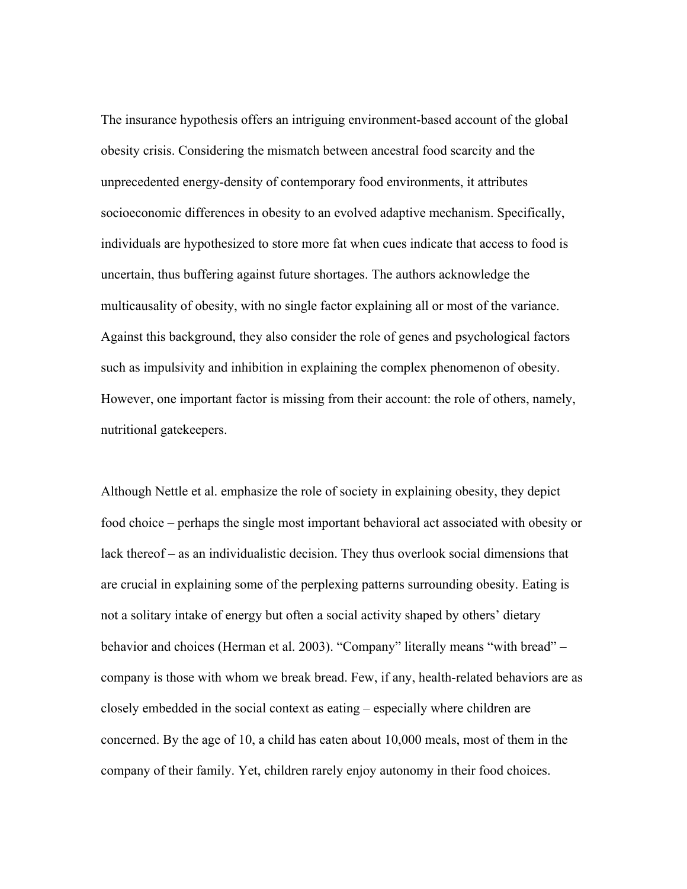The insurance hypothesis offers an intriguing environment-based account of the global obesity crisis. Considering the mismatch between ancestral food scarcity and the unprecedented energy-density of contemporary food environments, it attributes socioeconomic differences in obesity to an evolved adaptive mechanism. Specifically, individuals are hypothesized to store more fat when cues indicate that access to food is uncertain, thus buffering against future shortages. The authors acknowledge the multicausality of obesity, with no single factor explaining all or most of the variance. Against this background, they also consider the role of genes and psychological factors such as impulsivity and inhibition in explaining the complex phenomenon of obesity. However, one important factor is missing from their account: the role of others, namely, nutritional gatekeepers.

Although Nettle et al. emphasize the role of society in explaining obesity, they depict food choice – perhaps the single most important behavioral act associated with obesity or lack thereof – as an individualistic decision. They thus overlook social dimensions that are crucial in explaining some of the perplexing patterns surrounding obesity. Eating is not a solitary intake of energy but often a social activity shaped by others' dietary behavior and choices (Herman et al. 2003). "Company" literally means "with bread" – company is those with whom we break bread. Few, if any, health-related behaviors are as closely embedded in the social context as eating – especially where children are concerned. By the age of 10, a child has eaten about 10,000 meals, most of them in the company of their family. Yet, children rarely enjoy autonomy in their food choices.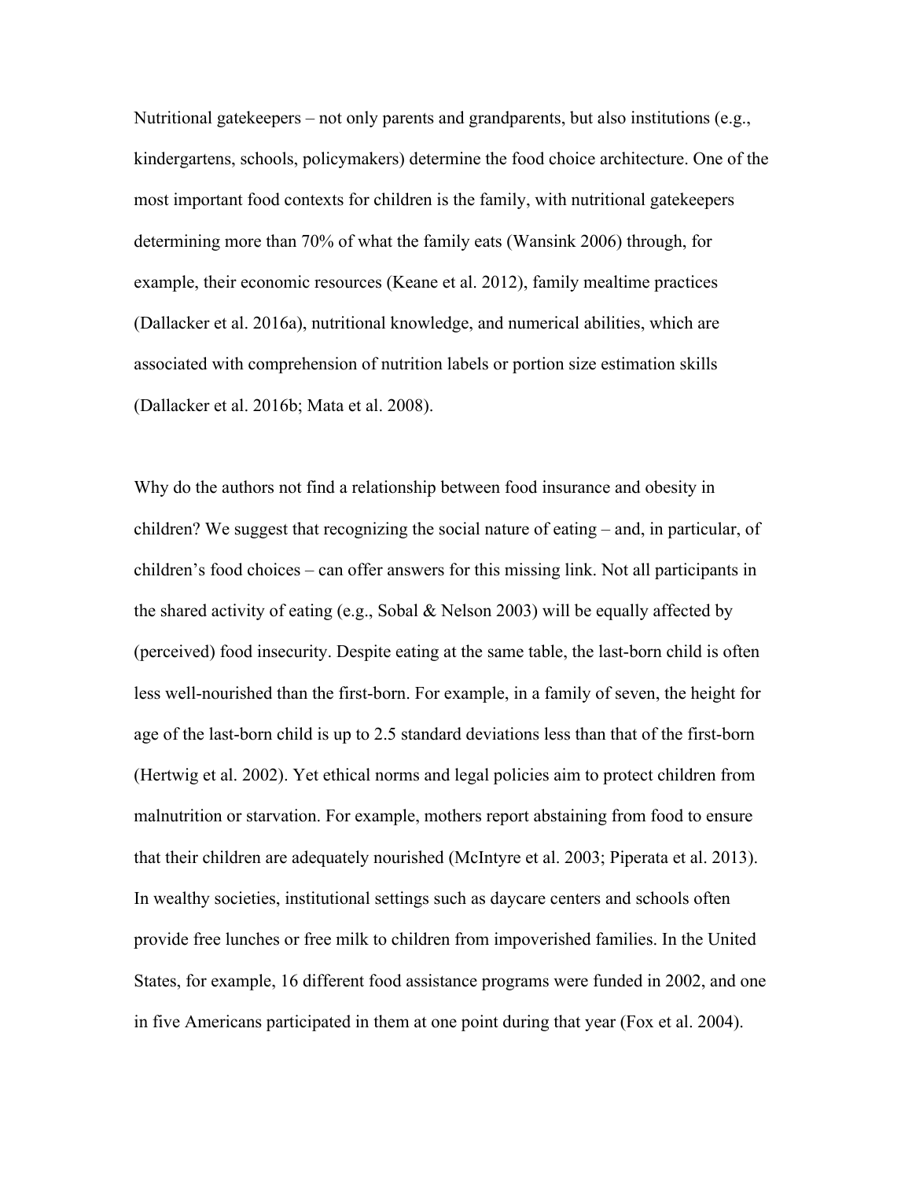Nutritional gatekeepers – not only parents and grandparents, but also institutions (e.g., kindergartens, schools, policymakers) determine the food choice architecture. One of the most important food contexts for children is the family, with nutritional gatekeepers determining more than 70% of what the family eats (Wansink 2006) through, for example, their economic resources (Keane et al. 2012), family mealtime practices (Dallacker et al. 2016a), nutritional knowledge, and numerical abilities, which are associated with comprehension of nutrition labels or portion size estimation skills (Dallacker et al. 2016b; Mata et al. 2008).

Why do the authors not find a relationship between food insurance and obesity in children? We suggest that recognizing the social nature of eating – and, in particular, of children's food choices – can offer answers for this missing link. Not all participants in the shared activity of eating (e.g., Sobal & Nelson 2003) will be equally affected by (perceived) food insecurity. Despite eating at the same table, the last-born child is often less well-nourished than the first-born. For example, in a family of seven, the height for age of the last-born child is up to 2.5 standard deviations less than that of the first-born (Hertwig et al. 2002). Yet ethical norms and legal policies aim to protect children from malnutrition or starvation. For example, mothers report abstaining from food to ensure that their children are adequately nourished (McIntyre et al. 2003; Piperata et al. 2013). In wealthy societies, institutional settings such as daycare centers and schools often provide free lunches or free milk to children from impoverished families. In the United States, for example, 16 different food assistance programs were funded in 2002, and one in five Americans participated in them at one point during that year (Fox et al. 2004).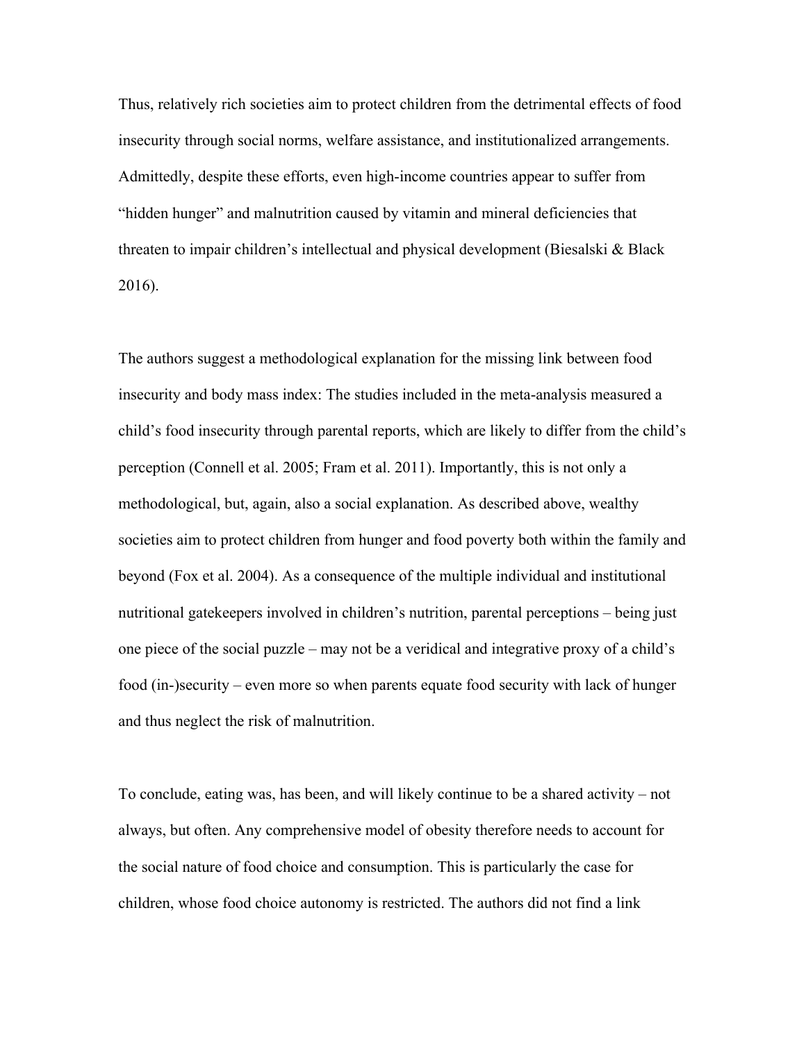Thus, relatively rich societies aim to protect children from the detrimental effects of food insecurity through social norms, welfare assistance, and institutionalized arrangements. Admittedly, despite these efforts, even high-income countries appear to suffer from "hidden hunger" and malnutrition caused by vitamin and mineral deficiencies that threaten to impair children's intellectual and physical development (Biesalski & Black 2016).

The authors suggest a methodological explanation for the missing link between food insecurity and body mass index: The studies included in the meta-analysis measured a child's food insecurity through parental reports, which are likely to differ from the child's perception (Connell et al. 2005; Fram et al. 2011). Importantly, this is not only a methodological, but, again, also a social explanation. As described above, wealthy societies aim to protect children from hunger and food poverty both within the family and beyond (Fox et al. 2004). As a consequence of the multiple individual and institutional nutritional gatekeepers involved in children's nutrition, parental perceptions – being just one piece of the social puzzle – may not be a veridical and integrative proxy of a child's food (in-)security – even more so when parents equate food security with lack of hunger and thus neglect the risk of malnutrition.

To conclude, eating was, has been, and will likely continue to be a shared activity – not always, but often. Any comprehensive model of obesity therefore needs to account for the social nature of food choice and consumption. This is particularly the case for children, whose food choice autonomy is restricted. The authors did not find a link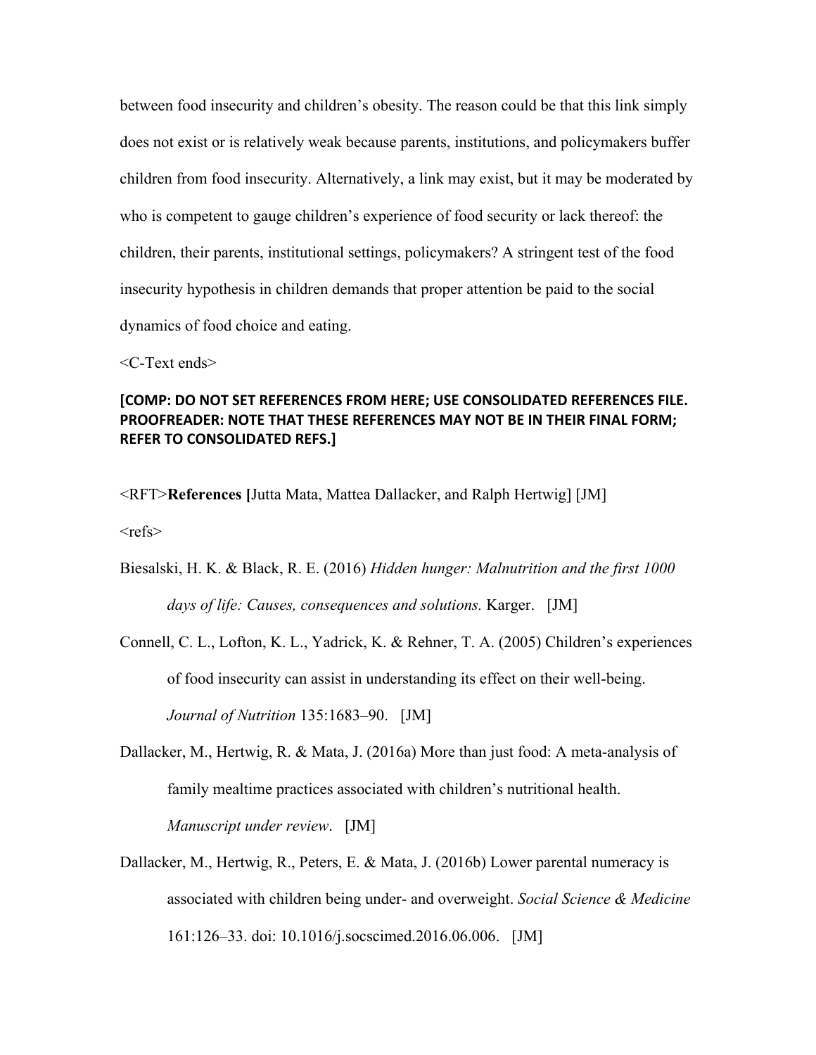between food insecurity and children's obesity. The reason could be that this link simply does not exist or is relatively weak because parents, institutions, and policymakers buffer children from food insecurity. Alternatively, a link may exist, but it may be moderated by who is competent to gauge children's experience of food security or lack thereof: the children, their parents, institutional settings, policymakers? A stringent test of the food insecurity hypothesis in children demands that proper attention be paid to the social dynamics of food choice and eating.

<C-Text ends>

**[COMP: DO NOT SET REFERENCES FROM HERE; USE CONSOLIDATED REFERENCES FILE. PROOFREADER: NOTE THAT THESE REFERENCES MAY NOT BE IN THEIR FINAL FORM; REFER TO CONSOLIDATED REFS.]**

<RFT>**References [**Jutta Mata, Mattea Dallacker, and Ralph Hertwig] [JM]

<refs>

Biesalski, H. K. & Black, R. E. (2016) *Hidden hunger: Malnutrition and the first 1000 days of life: Causes, consequences and solutions.* Karger. [JM]

Connell, C. L., Lofton, K. L., Yadrick, K. & Rehner, T. A. (2005) Children's experiences of food insecurity can assist in understanding its effect on their well-being. *Journal of Nutrition* 135:1683–90. [JM]

Dallacker, M., Hertwig, R. & Mata, J. (2016a) More than just food: A meta-analysis of family mealtime practices associated with children's nutritional health. *Manuscript under review*. [JM]

Dallacker, M., Hertwig, R., Peters, E. & Mata, J. (2016b) Lower parental numeracy is associated with children being under- and overweight. *Social Science & Medicine* 161:126–33. doi: 10.1016/j.socscimed.2016.06.006. [JM]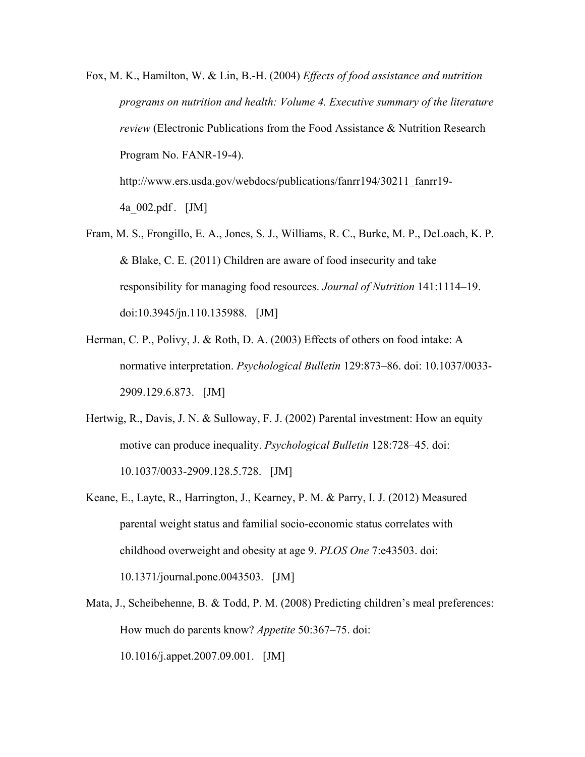Fox, M. K., Hamilton, W. & Lin, B.-H. (2004) *Effects of food assistance and nutrition programs on nutrition and health: Volume 4. Executive summary of the literature review* (Electronic Publications from the Food Assistance & Nutrition Research Program No. FANR-19-4). http://www.ers.usda.gov/webdocs/publications/fanrr194/30211_fanrr19-4a_002.pdf. [JM]

Fram, M. S., Frongillo, E. A., Jones, S. J., Williams, R. C., Burke, M. P., DeLoach, K. P. & Blake, C. E. (2011) Children are aware of food insecurity and take responsibility for managing food resources. *Journal of Nutrition* 141:1114–19. doi:10.3945/jn.110.135988. [JM]

Herman, C. P., Polivy, J. & Roth, D. A. (2003) Effects of others on food intake: A normative interpretation. *Psychological Bulletin* 129:873–86. doi: 10.1037/0033-2909.129.6.873. [JM]

Hertwig, R., Davis, J. N. & Sulloway, F. J. (2002) Parental investment: How an equity motive can produce inequality. *Psychological Bulletin* 128:728–45. doi: 10.1037/0033-2909.128.5.728. [JM]

Keane, E., Layte, R., Harrington, J., Kearney, P. M. & Parry, I. J. (2012) Measured parental weight status and familial socio-economic status correlates with childhood overweight and obesity at age 9. *PLOS One* 7:e43503. doi: 10.1371/journal.pone.0043503. [JM]

Mata, J., Scheibehenne, B. & Todd, P. M. (2008) Predicting children's meal preferences: How much do parents know? *Appetite* 50:367–75. doi: 10.1016/j.appet.2007.09.001. [JM]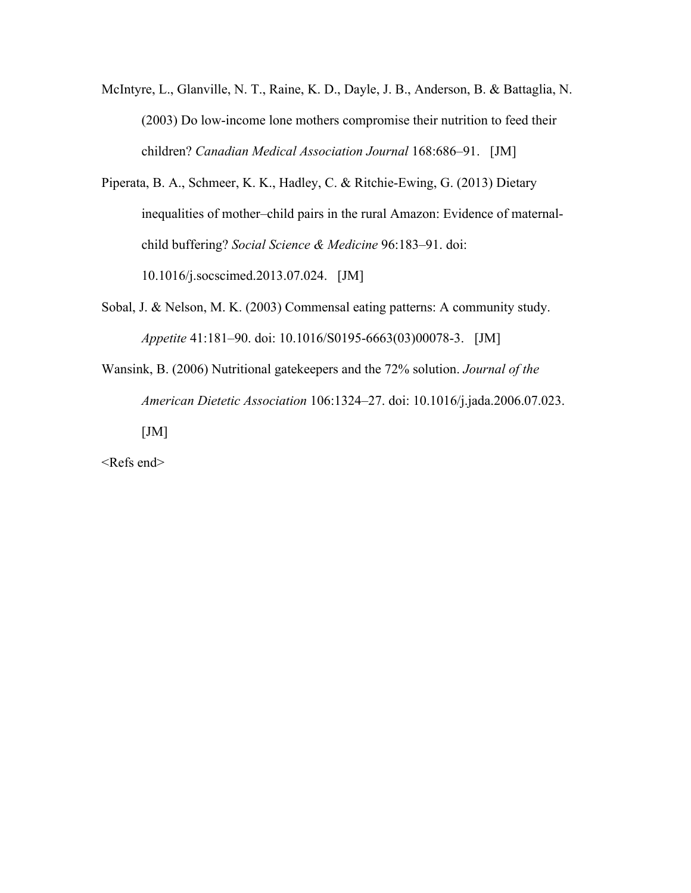McIntyre, L., Glanville, N. T., Raine, K. D., Dayle, J. B., Anderson, B. & Battaglia, N. (2003) Do low-income lone mothers compromise their nutrition to feed their children? *Canadian Medical Association Journal* 168:686–91. [JM]

Piperata, B. A., Schmeer, K. K., Hadley, C. & Ritchie-Ewing, G. (2013) Dietary inequalities of mother–child pairs in the rural Amazon: Evidence of maternal-child buffering? *Social Science & Medicine* 96:183–91. doi: 10.1016/j.socscimed.2013.07.024. [JM]

Sobal, J. & Nelson, M. K. (2003) Commensal eating patterns: A community study. *Appetite* 41:181–90. doi: 10.1016/S0195-6663(03)00078-3. [JM]

Wansink, B. (2006) Nutritional gatekeepers and the 72% solution. *Journal of the American Dietetic Association* 106:1324–27. doi: 10.1016/j.jada.2006.07.023. [JM]

<Refs end>